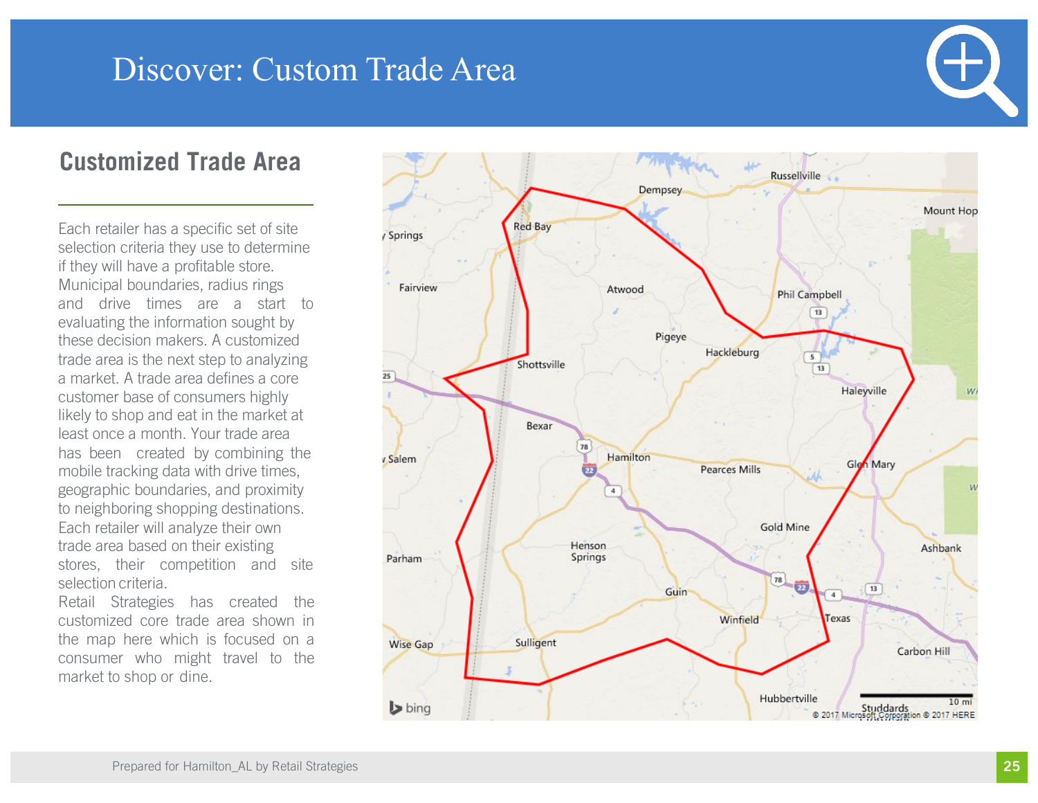# Discover: Custom Trade Area

## Customized Trade Area

Each retailer has a specific set of site selection criteria they use to determine if they will have a profitable store. Municipal boundaries, radius rings and drive times are a start to evaluating the information sought by these decision makers. A customized trade area is the next step to analyzing a market. A trade area defines a core customer base of consumers highly likely to shop and eat in the market at least once a month. Your trade area has been created by combining the mobile tracking data with drive times, geographic boundaries, and proximity to neighboring shopping destinations. Each retailer will analyze their own trade area based on their existing stores, their competition and site selection criteria.

Retail Strategies has created the customized core trade area shown in the map here which is focused on a consumer who might travel to the market to shop or dine.

Prepared for Hamilton_AL by Retail Strategies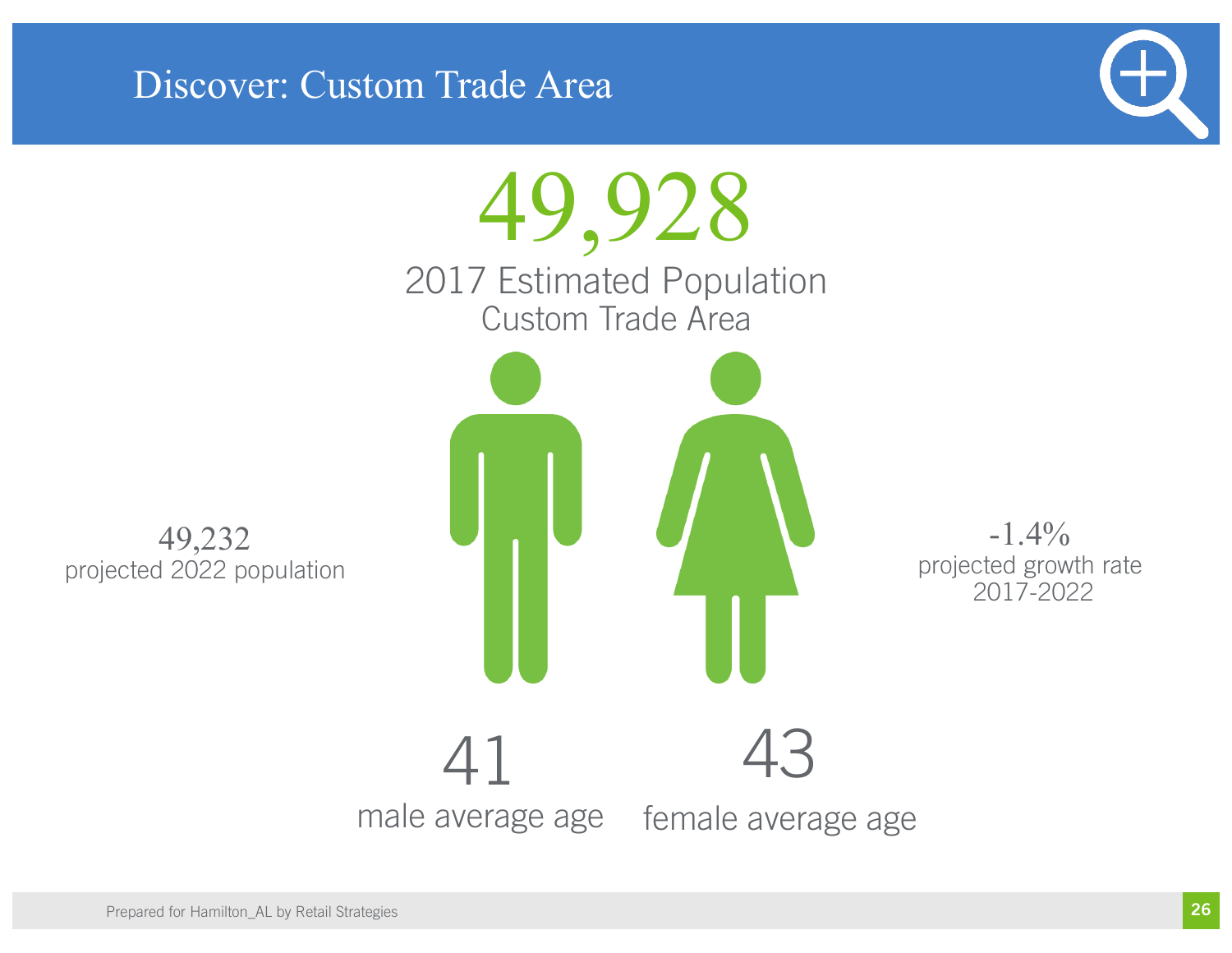# Discover: Custom Trade Area

**49,928**

2017 Estimated Population
Custom Trade Area

**49,232**
projected 2022 population

**-1.4%**
projected growth rate 2017-2022

**41**
male average age

**43**
female average age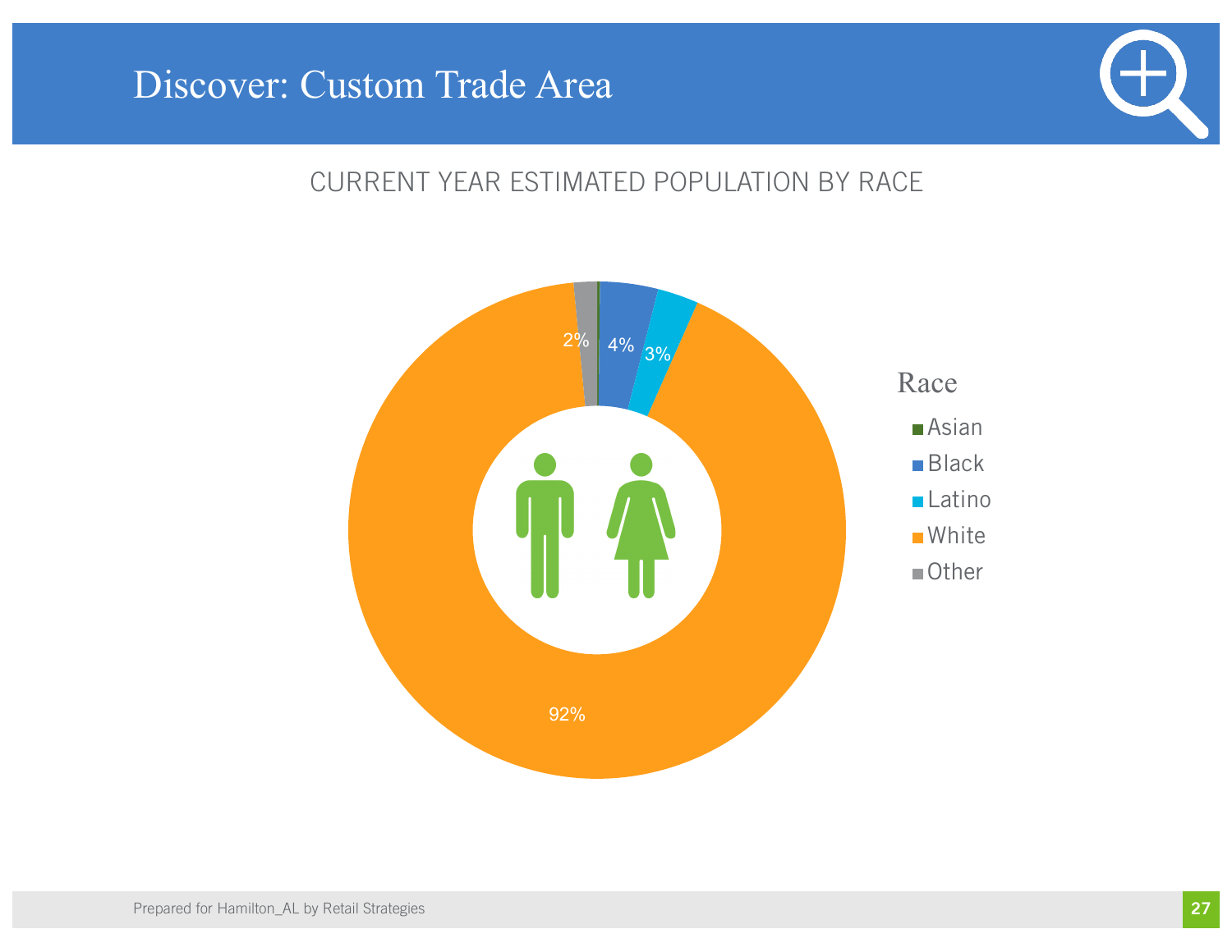# Discover: Custom Trade Area

## CURRENT YEAR ESTIMATED POPULATION BY RACE

| Race | Percentage |
| --- | --- |
| Asian | |
| Black | 4% |
| Latino | 3% |
| White | 92% |
| Other | 2% |

Prepared for Hamilton_AL by Retail Strategies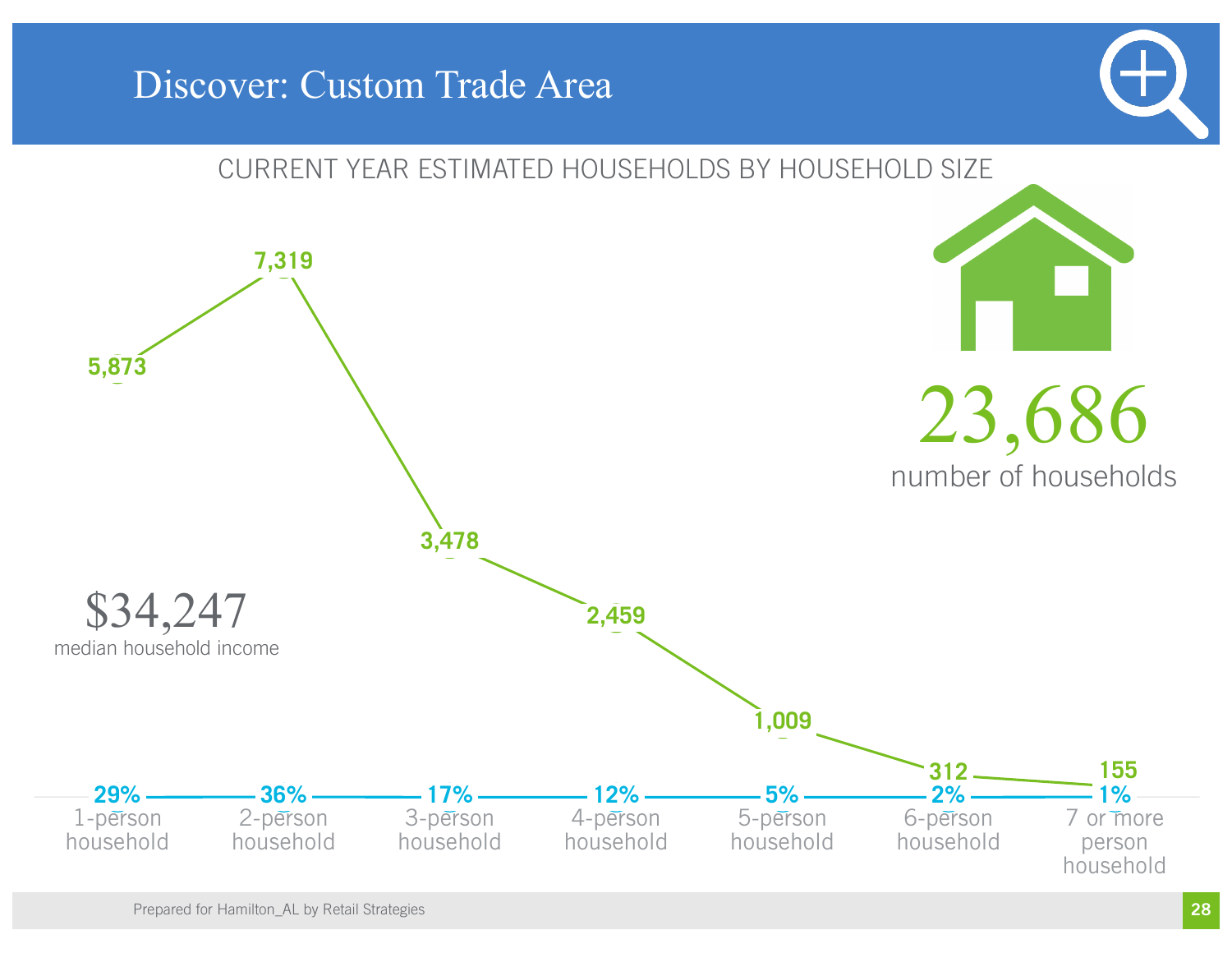# Discover: Custom Trade Area

## CURRENT YEAR ESTIMATED HOUSEHOLDS BY HOUSEHOLD SIZE

**23,686**
number of households

**$34,247**
median household income

| Household Size | Households | Percent |
| --- | --- | --- |
| 1-person household | 5,873 | 29% |
| 2-person household | 7,319 | 36% |
| 3-person household | 3,478 | 17% |
| 4-person household | 2,459 | 12% |
| 5-person household | 1,009 | 5% |
| 6-person household | 312 | 2% |
| 7 or more person household | 155 | 1% |

Prepared for Hamilton_AL by Retail Strategies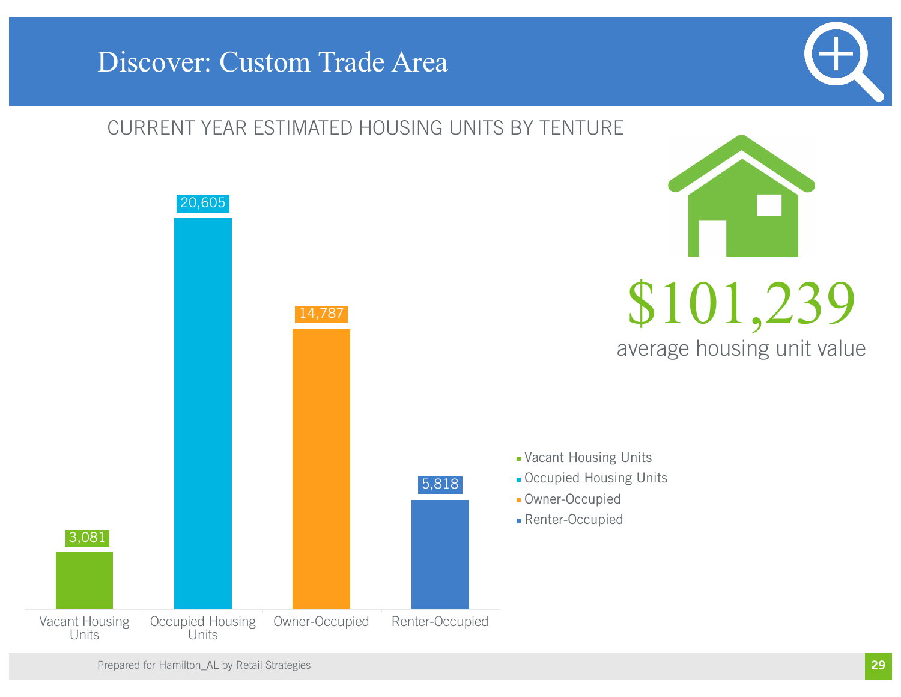# Discover: Custom Trade Area

## CURRENT YEAR ESTIMATED HOUSING UNITS BY TENTURE

| Category | Units |
|---|---|
| Vacant Housing Units | 3,081 |
| Occupied Housing Units | 20,605 |
| Owner-Occupied | 14,787 |
| Renter-Occupied | 5,818 |

- Vacant Housing Units
- Occupied Housing Units
- Owner-Occupied
- Renter-Occupied

**$101,239**

average housing unit value

Prepared for Hamilton_AL by Retail Strategies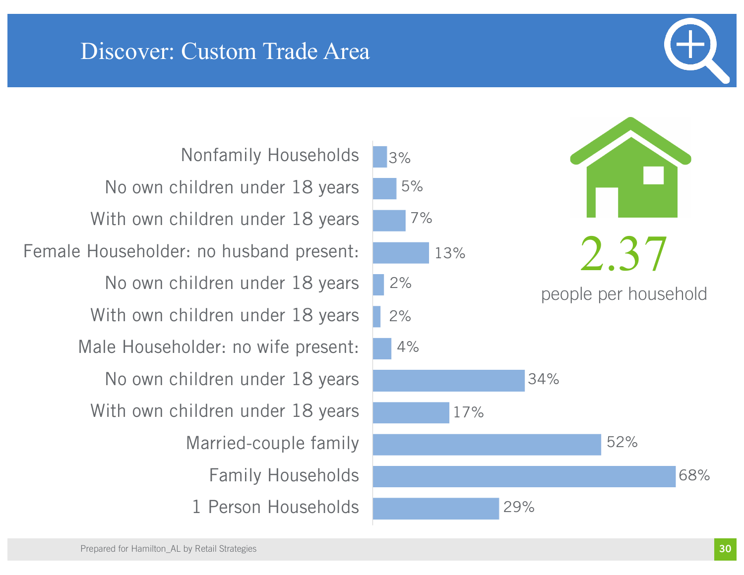# Discover: Custom Trade Area

| Category | Percent |
|---|---|
| Nonfamily Households | 3% |
| No own children under 18 years | 5% |
| With own children under 18 years | 7% |
| Female Householder: no husband present: | 13% |
| No own children under 18 years | 2% |
| With own children under 18 years | 2% |
| Male Householder: no wife present: | 4% |
| No own children under 18 years | 34% |
| With own children under 18 years | 17% |
| Married-couple family | 52% |
| Family Households | 68% |
| 1 Person Households | 29% |

**2.37**

people per household

Prepared for Hamilton_AL by Retail Strategies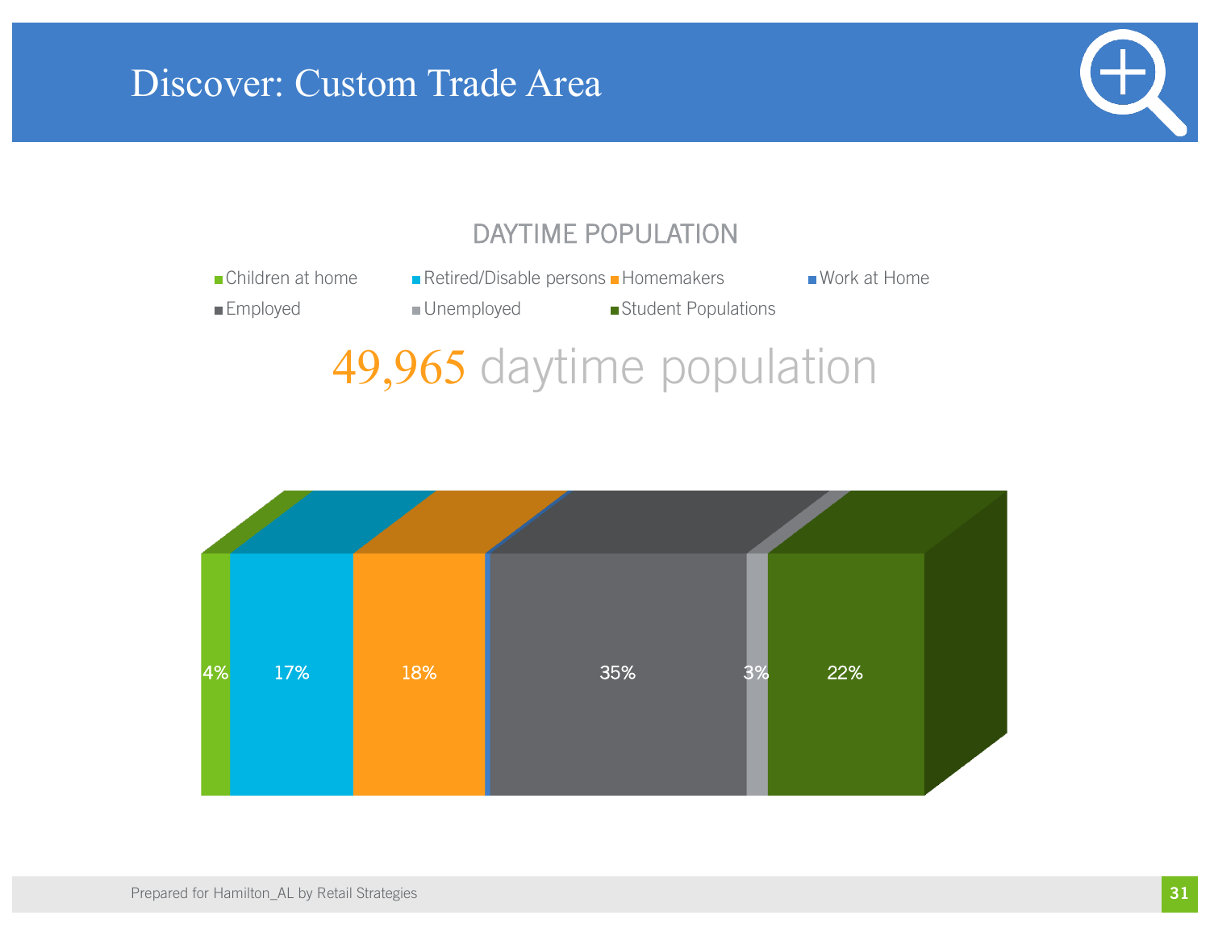# Discover: Custom Trade Area

## DAYTIME POPULATION

- Children at home
- Retired/Disable persons
- Homemakers
- Work at Home
- Employed
- Unemployed
- Student Populations

**49,965** daytime population

| Children at home | Retired/Disable persons | Homemakers | Work at Home | Employed | Unemployed | Student Populations |
|---|---|---|---|---|---|---|
| 4% | 17% | 18% | | 35% | 3% | 22% |

Prepared for Hamilton_AL by Retail Strategies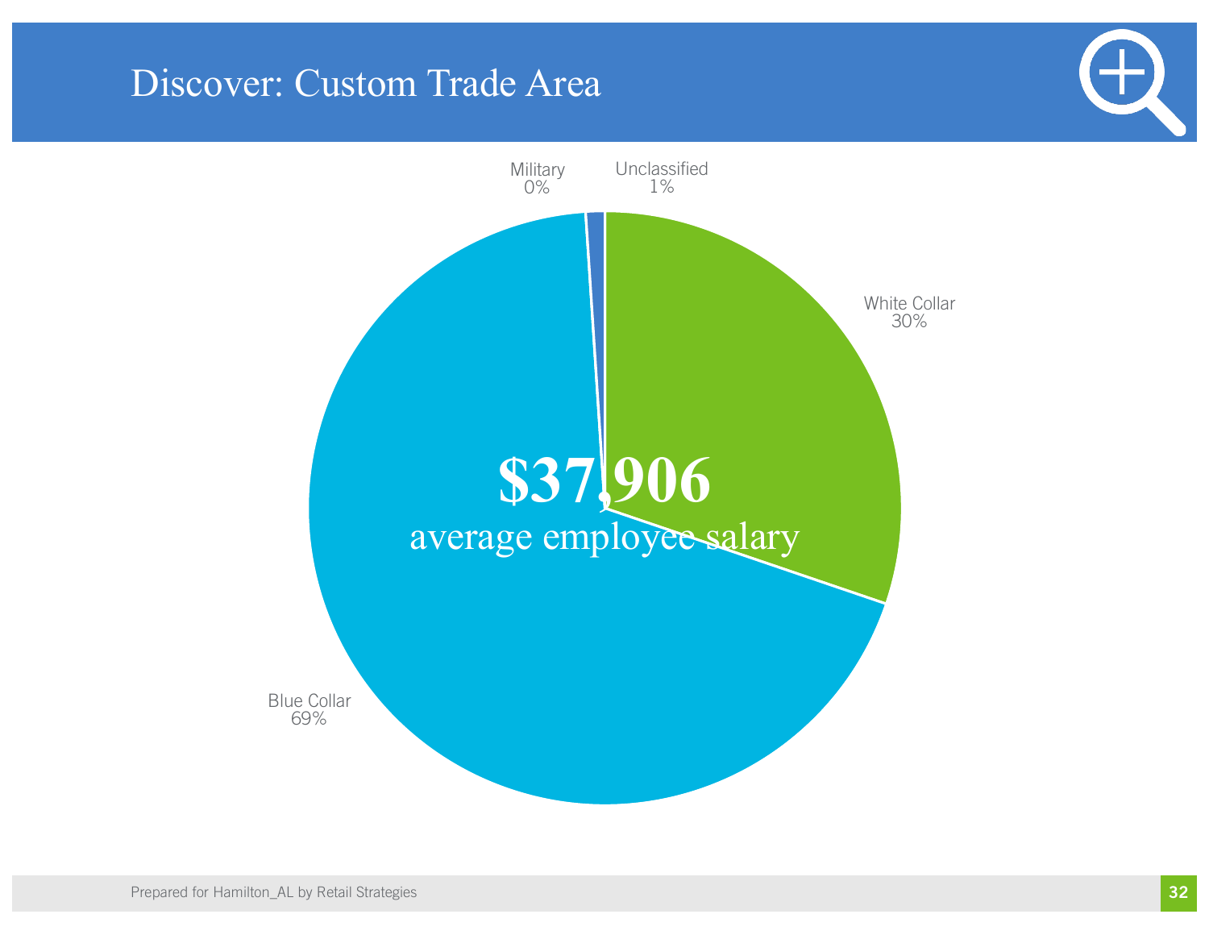# Discover: Custom Trade Area

**$37,906**
average employee salary

| Category | Percentage |
| --- | --- |
| Military | 0% |
| Unclassified | 1% |
| White Collar | 30% |
| Blue Collar | 69% |

Prepared for Hamilton_AL by Retail Strategies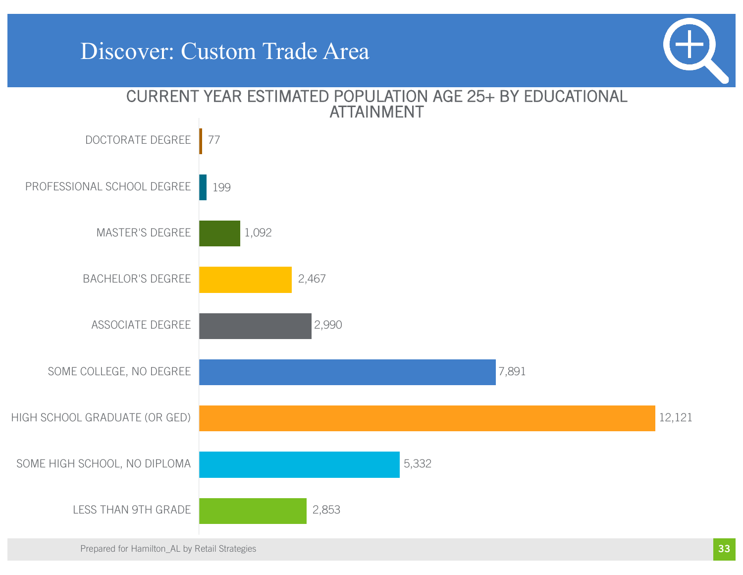# Discover: Custom Trade Area

## CURRENT YEAR ESTIMATED POPULATION AGE 25+ BY EDUCATIONAL ATTAINMENT

| Educational Attainment | Population |
|---|---|
| DOCTORATE DEGREE | 77 |
| PROFESSIONAL SCHOOL DEGREE | 199 |
| MASTER'S DEGREE | 1,092 |
| BACHELOR'S DEGREE | 2,467 |
| ASSOCIATE DEGREE | 2,990 |
| SOME COLLEGE, NO DEGREE | 7,891 |
| HIGH SCHOOL GRADUATE (OR GED) | 12,121 |
| SOME HIGH SCHOOL, NO DIPLOMA | 5,332 |
| LESS THAN 9TH GRADE | 2,853 |

Prepared for Hamilton_AL by Retail Strategies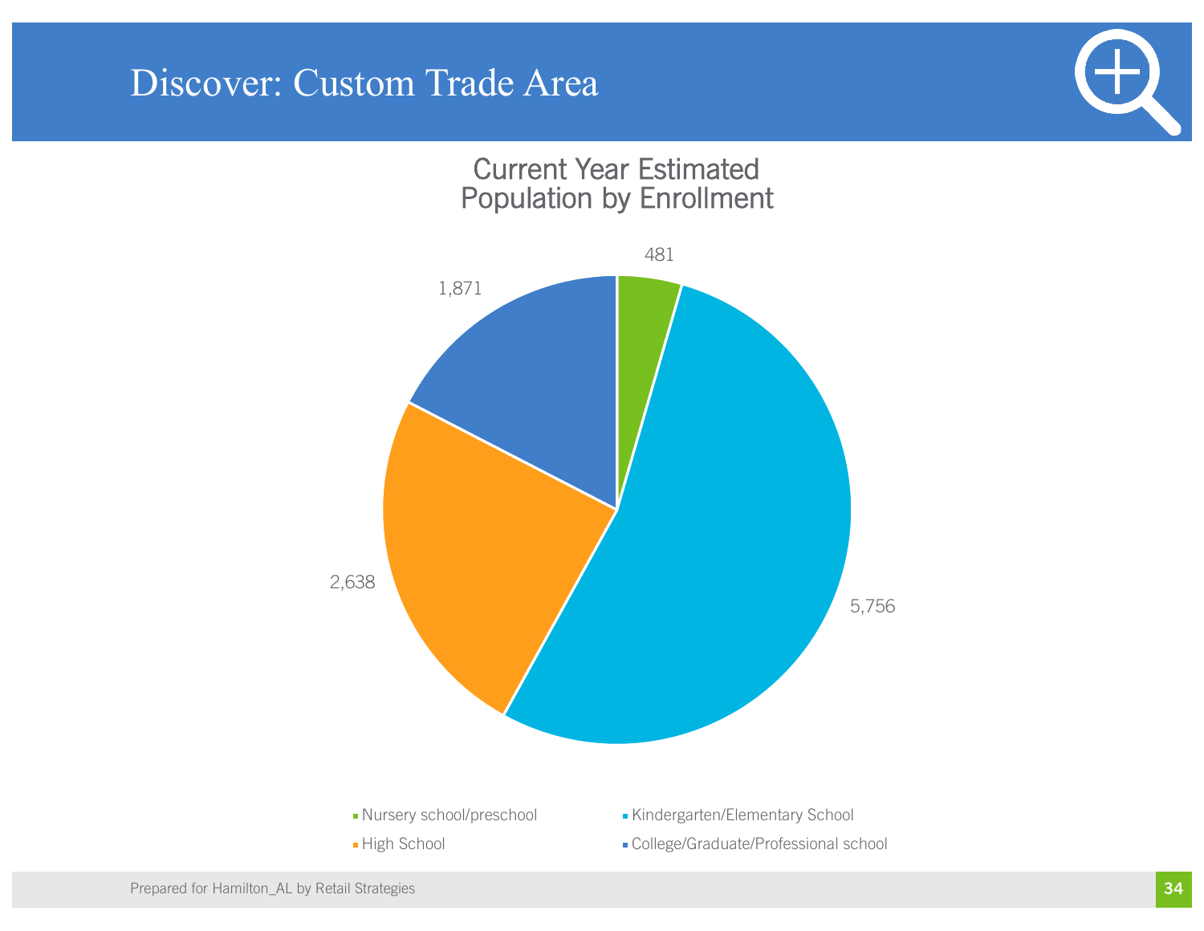# Discover: Custom Trade Area

## Current Year Estimated Population by Enrollment

481

1,871

2,638

5,756

Nursery school/preschool

Kindergarten/Elementary School

High School

College/Graduate/Professional school

Prepared for Hamilton_AL by Retail Strategies